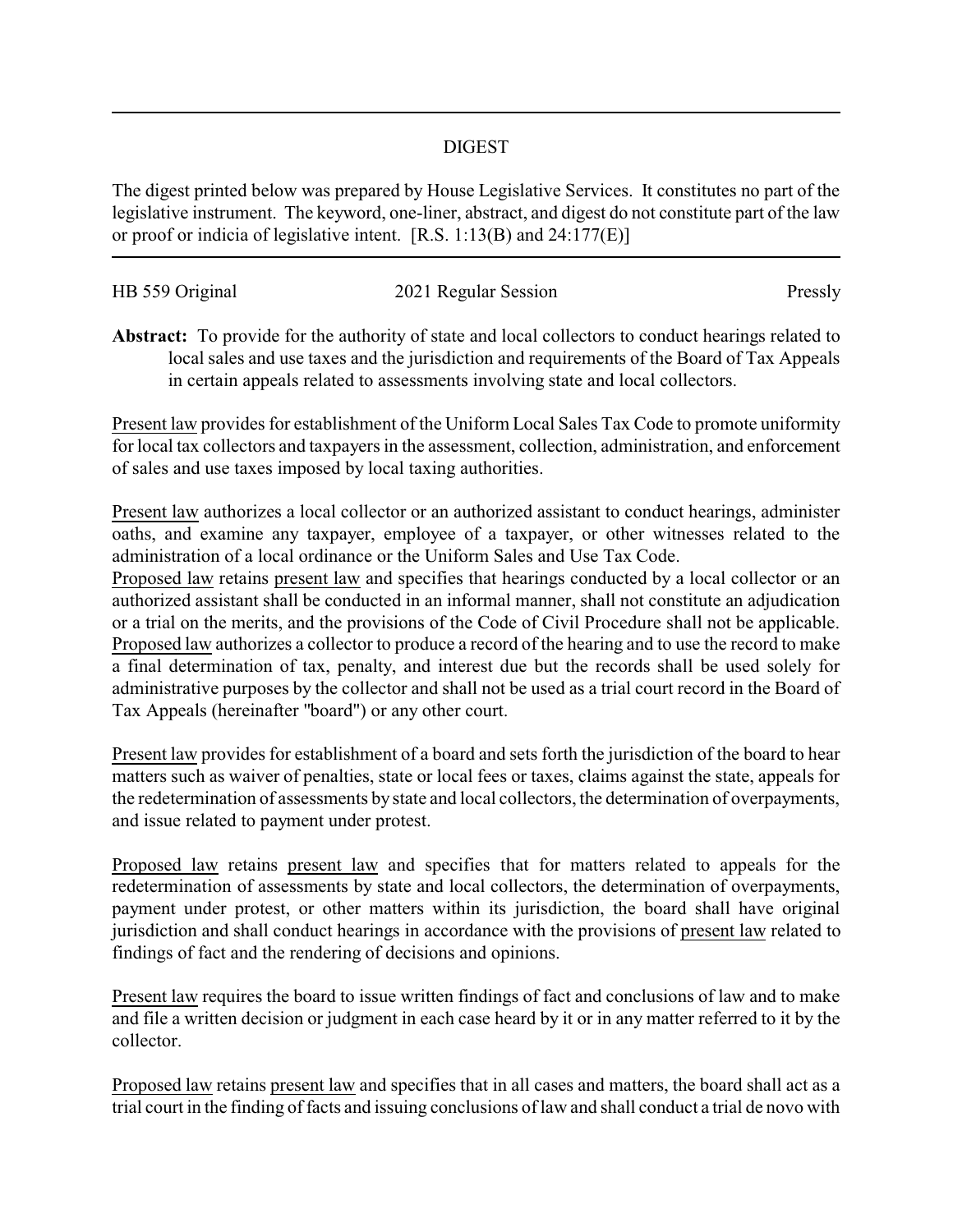## DIGEST

The digest printed below was prepared by House Legislative Services. It constitutes no part of the legislative instrument. The keyword, one-liner, abstract, and digest do not constitute part of the law or proof or indicia of legislative intent. [R.S. 1:13(B) and 24:177(E)]

HB 559 Original | 2021 Regular Session | Pressly

**Abstract:** To provide for the authority of state and local collectors to conduct hearings related to local sales and use taxes and the jurisdiction and requirements of the Board of Tax Appeals in certain appeals related to assessments involving state and local collectors.

Present law provides for establishment of the Uniform Local Sales Tax Code to promote uniformity for local tax collectors and taxpayers in the assessment, collection, administration, and enforcement of sales and use taxes imposed by local taxing authorities.

Present law authorizes a local collector or an authorized assistant to conduct hearings, administer oaths, and examine any taxpayer, employee of a taxpayer, or other witnesses related to the administration of a local ordinance or the Uniform Sales and Use Tax Code.

Proposed law retains present law and specifies that hearings conducted by a local collector or an authorized assistant shall be conducted in an informal manner, shall not constitute an adjudication or a trial on the merits, and the provisions of the Code of Civil Procedure shall not be applicable. Proposed law authorizes a collector to produce a record of the hearing and to use the record to make a final determination of tax, penalty, and interest due but the records shall be used solely for administrative purposes by the collector and shall not be used as a trial court record in the Board of Tax Appeals (hereinafter "board") or any other court.

Present law provides for establishment of a board and sets forth the jurisdiction of the board to hear matters such as waiver of penalties, state or local fees or taxes, claims against the state, appeals for the redetermination of assessments by state and local collectors, the determination of overpayments, and issue related to payment under protest.

Proposed law retains present law and specifies that for matters related to appeals for the redetermination of assessments by state and local collectors, the determination of overpayments, payment under protest, or other matters within its jurisdiction, the board shall have original jurisdiction and shall conduct hearings in accordance with the provisions of present law related to findings of fact and the rendering of decisions and opinions.

Present law requires the board to issue written findings of fact and conclusions of law and to make and file a written decision or judgment in each case heard by it or in any matter referred to it by the collector.

Proposed law retains present law and specifies that in all cases and matters, the board shall act as a trial court in the finding of facts and issuing conclusions of law and shall conduct a trial de novo with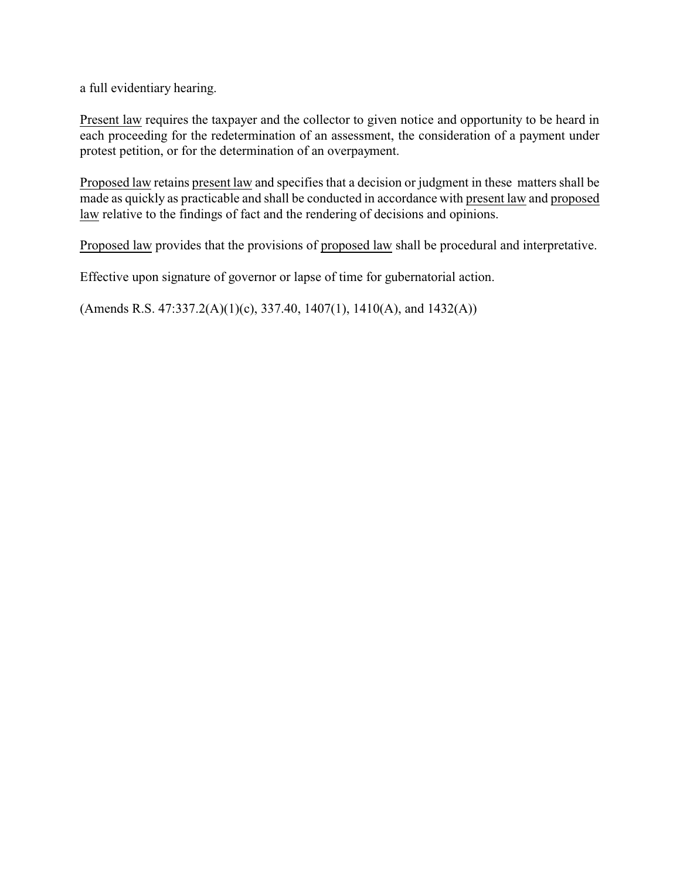a full evidentiary hearing.

<u>Present law</u> requires the taxpayer and the collector to given notice and opportunity to be heard in each proceeding for the redetermination of an assessment, the consideration of a payment under protest petition, or for the determination of an overpayment.

<u>Proposed law</u> retains <u>present law</u> and specifies that a decision or judgment in these matters shall be made as quickly as practicable and shall be conducted in accordance with <u>present law</u> and <u>proposed law</u> relative to the findings of fact and the rendering of decisions and opinions.

<u>Proposed law</u> provides that the provisions of <u>proposed law</u> shall be procedural and interpretative.

Effective upon signature of governor or lapse of time for gubernatorial action.

(Amends R.S. 47:337.2(A)(1)(c), 337.40, 1407(1), 1410(A), and 1432(A))